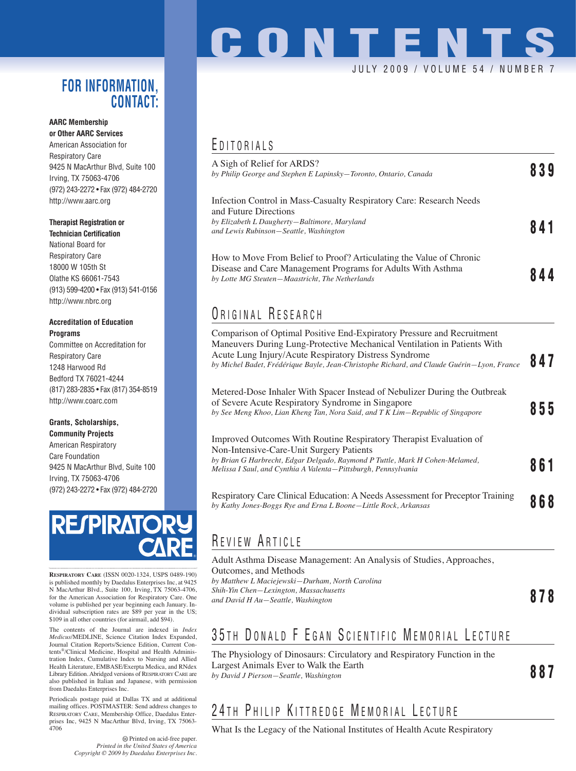# CONTENTS

JULY 2009 / VOLUME 54 / NUMBER 7

## EDITORIALS

A Sigh of Relief for ARDS?
*by Philip George and Stephen E Lapinsky—Toronto, Ontario, Canada* **839**

Infection Control in Mass-Casualty Respiratory Care: Research Needs and Future Directions
*by Elizabeth L Daugherty—Baltimore, Maryland and Lewis Rubinson—Seattle, Washington* **841**

How to Move From Belief to Proof? Articulating the Value of Chronic Disease and Care Management Programs for Adults With Asthma
*by Lotte MG Steuten—Maastricht, The Netherlands* **844**

## ORIGINAL RESEARCH

Comparison of Optimal Positive End-Expiratory Pressure and Recruitment Maneuvers During Lung-Protective Mechanical Ventilation in Patients With Acute Lung Injury/Acute Respiratory Distress Syndrome
*by Michel Badet, Frédérique Bayle, Jean-Christophe Richard, and Claude Guérin—Lyon, France* **847**

Metered-Dose Inhaler With Spacer Instead of Nebulizer During the Outbreak of Severe Acute Respiratory Syndrome in Singapore
*by See Meng Khoo, Lian Kheng Tan, Nora Said, and T K Lim—Republic of Singapore* **855**

Improved Outcomes With Routine Respiratory Therapist Evaluation of Non-Intensive-Care-Unit Surgery Patients
*by Brian G Harbrecht, Edgar Delgado, Raymond P Tuttle, Mark H Cohen-Melamed, Melissa I Saul, and Cynthia A Valenta—Pittsburgh, Pennsylvania* **861**

Respiratory Care Clinical Education: A Needs Assessment for Preceptor Training
*by Kathy Jones-Boggs Rye and Erna L Boone—Little Rock, Arkansas* **868**

## REVIEW ARTICLE

Adult Asthma Disease Management: An Analysis of Studies, Approaches, Outcomes, and Methods
*by Matthew L Maciejewski—Durham, North Carolina Shih-Yin Chen—Lexington, Massachusetts and David H Au—Seattle, Washington* **878**

## 35TH DONALD F EGAN SCIENTIFIC MEMORIAL LECTURE

The Physiology of Dinosaurs: Circulatory and Respiratory Function in the Largest Animals Ever to Walk the Earth
*by David J Pierson—Seattle, Washington* **887**

## 24TH PHILIP KITTREDGE MEMORIAL LECTURE

What Is the Legacy of the National Institutes of Health Acute Respiratory

---

## FOR INFORMATION, CONTACT:

**AARC Membership or Other AARC Services**
American Association for Respiratory Care
9425 N MacArthur Blvd, Suite 100
Irving, TX 75063-4706
(972) 243-2272 • Fax (972) 484-2720
http://www.aarc.org

**Therapist Registration or Technician Certification**
National Board for Respiratory Care
18000 W 105th St
Olathe KS 66061-7543
(913) 599-4200 • Fax (913) 541-0156
http://www.nbrc.org

**Accreditation of Education Programs**
Committee on Accreditation for Respiratory Care
1248 Harwood Rd
Bedford TX 76021-4244
(817) 283-2835 • Fax (817) 354-8519
http://www.coarc.com

**Grants, Scholarships, Community Projects**
American Respiratory Care Foundation
9425 N MacArthur Blvd, Suite 100
Irving, TX 75063-4706
(972) 243-2272 • Fax (972) 484-2720

RESPIRATORY CARE

RESPIRATORY CARE (ISSN 0020-1324, USPS 0489-190) is published monthly by Daedalus Enterprises Inc, at 9425 N MacArthur Blvd., Suite 100, Irving, TX 75063-4706, for the American Association for Respiratory Care. One volume is published per year beginning each January. Individual subscription rates are $89 per year in the US; $109 in all other countries (for airmail, add $94).

The contents of the Journal are indexed in *Index Medicus*/MEDLINE, Science Citation Index Expanded, Journal Citation Reports/Science Edition, Current Contents®/Clinical Medicine, Hospital and Health Administration Index, Cumulative Index to Nursing and Allied Health Literature, EMBASE/Exerpta Medica, and RNdex Library Edition. Abridged versions of RESPIRATORY CARE are also published in Italian and Japanese, with permission from Daedalus Enterprises Inc.

Periodicals postage paid at Dallas TX and at additional mailing offices. POSTMASTER: Send address changes to RESPIRATORY CARE, Membership Office, Daedalus Enterprises Inc, 9425 N MacArthur Blvd, Irving, TX 75063-4706

Printed on acid-free paper.
*Printed in the United States of America*
*Copyright © 2009 by Daedalus Enterprises Inc.*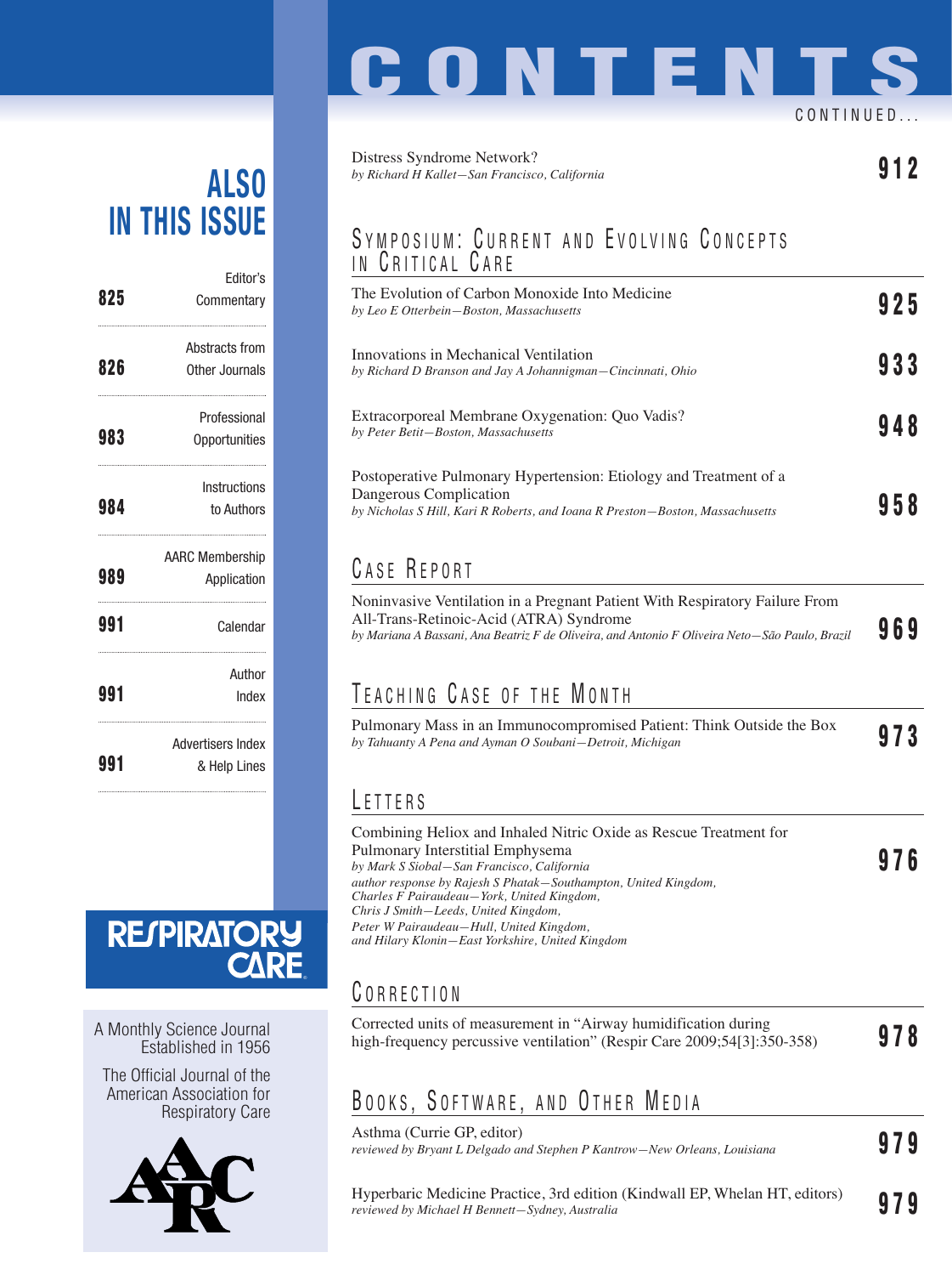# CONTENTS

CONTINUED...

Distress Syndrome Network?
*by Richard H Kallet—San Francisco, California* **912**

## Symposium: Current and Evolving Concepts in Critical Care

The Evolution of Carbon Monoxide Into Medicine
*by Leo E Otterbein—Boston, Massachusetts* **925**

Innovations in Mechanical Ventilation
*by Richard D Branson and Jay A Johannigman—Cincinnati, Ohio* **933**

Extracorporeal Membrane Oxygenation: Quo Vadis?
*by Peter Betit—Boston, Massachusetts* **948**

Postoperative Pulmonary Hypertension: Etiology and Treatment of a Dangerous Complication
*by Nicholas S Hill, Kari R Roberts, and Ioana R Preston—Boston, Massachusetts* **958**

## Case Report

Noninvasive Ventilation in a Pregnant Patient With Respiratory Failure From All-Trans-Retinoic-Acid (ATRA) Syndrome
*by Mariana A Bassani, Ana Beatriz F de Oliveira, and Antonio F Oliveira Neto—São Paulo, Brazil* **969**

## Teaching Case of the Month

Pulmonary Mass in an Immunocompromised Patient: Think Outside the Box
*by Tahuanty A Pena and Ayman O Soubani—Detroit, Michigan* **973**

## Letters

Combining Heliox and Inhaled Nitric Oxide as Rescue Treatment for Pulmonary Interstitial Emphysema
*by Mark S Siobal—San Francisco, California*
*author response by Rajesh S Phatak—Southampton, United Kingdom, Charles F Pairaudeau—York, United Kingdom, Chris J Smith—Leeds, United Kingdom, Peter W Pairaudeau—Hull, United Kingdom, and Hilary Klonin—East Yorkshire, United Kingdom* **976**

## Correction

Corrected units of measurement in "Airway humidification during high-frequency percussive ventilation" (Respir Care 2009;54[3]:350-358) **978**

## Books, Software, and Other Media

Asthma (Currie GP, editor)
*reviewed by Bryant L Delgado and Stephen P Kantrow—New Orleans, Louisiana* **979**

Hyperbaric Medicine Practice, 3rd edition (Kindwall EP, Whelan HT, editors)
*reviewed by Michael H Bennett—Sydney, Australia* **979**

## ALSO IN THIS ISSUE

| | |
|---|---|
| 825 | Editor's Commentary |
| 826 | Abstracts from Other Journals |
| 983 | Professional Opportunities |
| 984 | Instructions to Authors |
| 989 | AARC Membership Application |
| 991 | Calendar |
| 991 | Author Index |
| 991 | Advertisers Index & Help Lines |

RESPIRATORY CARE

A Monthly Science Journal
Established in 1956

The Official Journal of the
American Association for
Respiratory Care

AARC